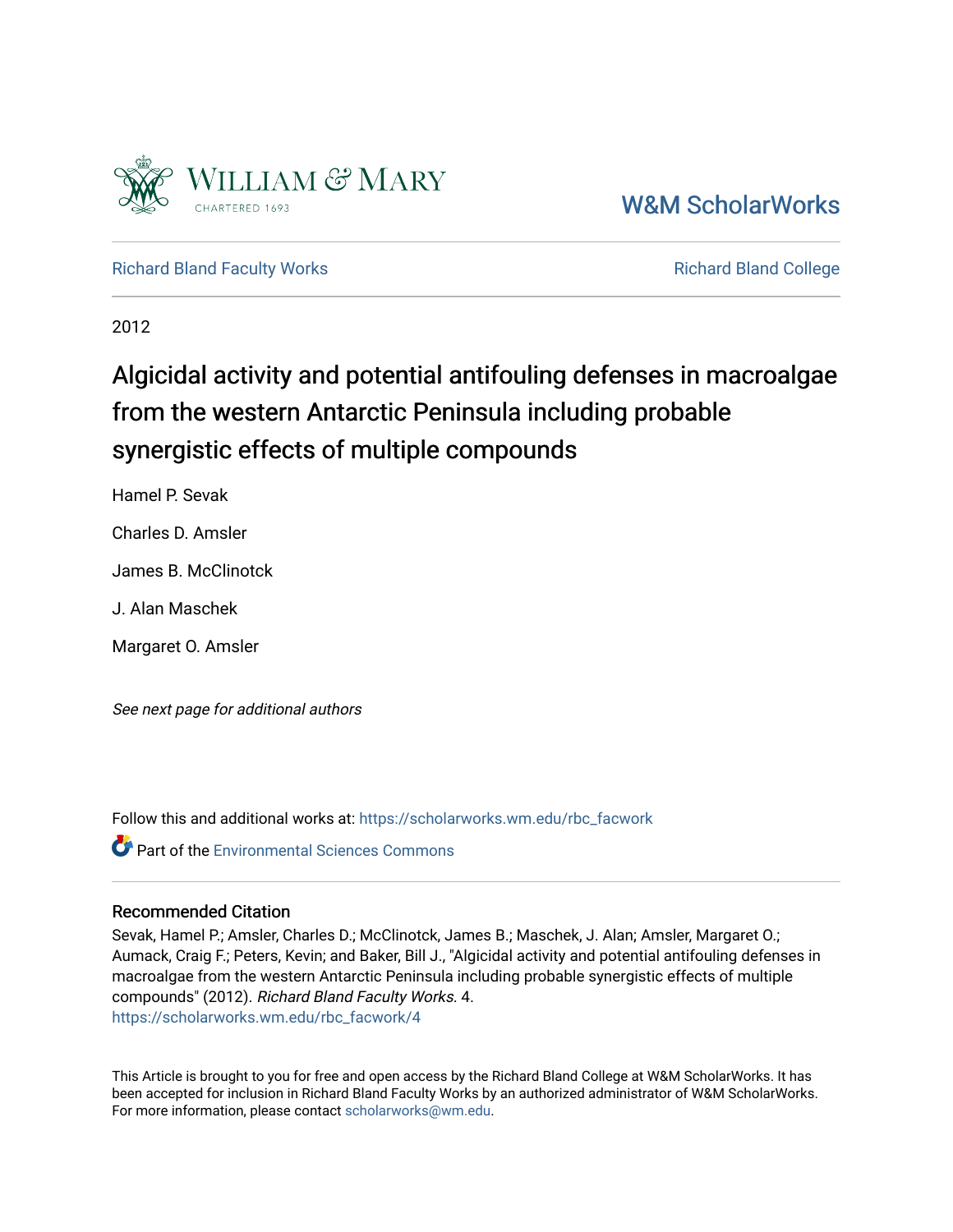William & Mary
CHARTERED 1693

W&M ScholarWorks

Richard Bland Faculty Works | Richard Bland College

2012

# Algicidal activity and potential antifouling defenses in macroalgae from the western Antarctic Peninsula including probable synergistic effects of multiple compounds

Hamel P. Sevak

Charles D. Amsler

James B. McClinotck

J. Alan Maschek

Margaret O. Amsler

*See next page for additional authors*

Follow this and additional works at: https://scholarworks.wm.edu/rbc_facwork

Part of the Environmental Sciences Commons

## Recommended Citation

Sevak, Hamel P.; Amsler, Charles D.; McClinotck, James B.; Maschek, J. Alan; Amsler, Margaret O.; Aumack, Craig F.; Peters, Kevin; and Baker, Bill J., "Algicidal activity and potential antifouling defenses in macroalgae from the western Antarctic Peninsula including probable synergistic effects of multiple compounds" (2012). *Richard Bland Faculty Works*. 4.
https://scholarworks.wm.edu/rbc_facwork/4

This Article is brought to you for free and open access by the Richard Bland College at W&M ScholarWorks. It has been accepted for inclusion in Richard Bland Faculty Works by an authorized administrator of W&M ScholarWorks. For more information, please contact scholarworks@wm.edu.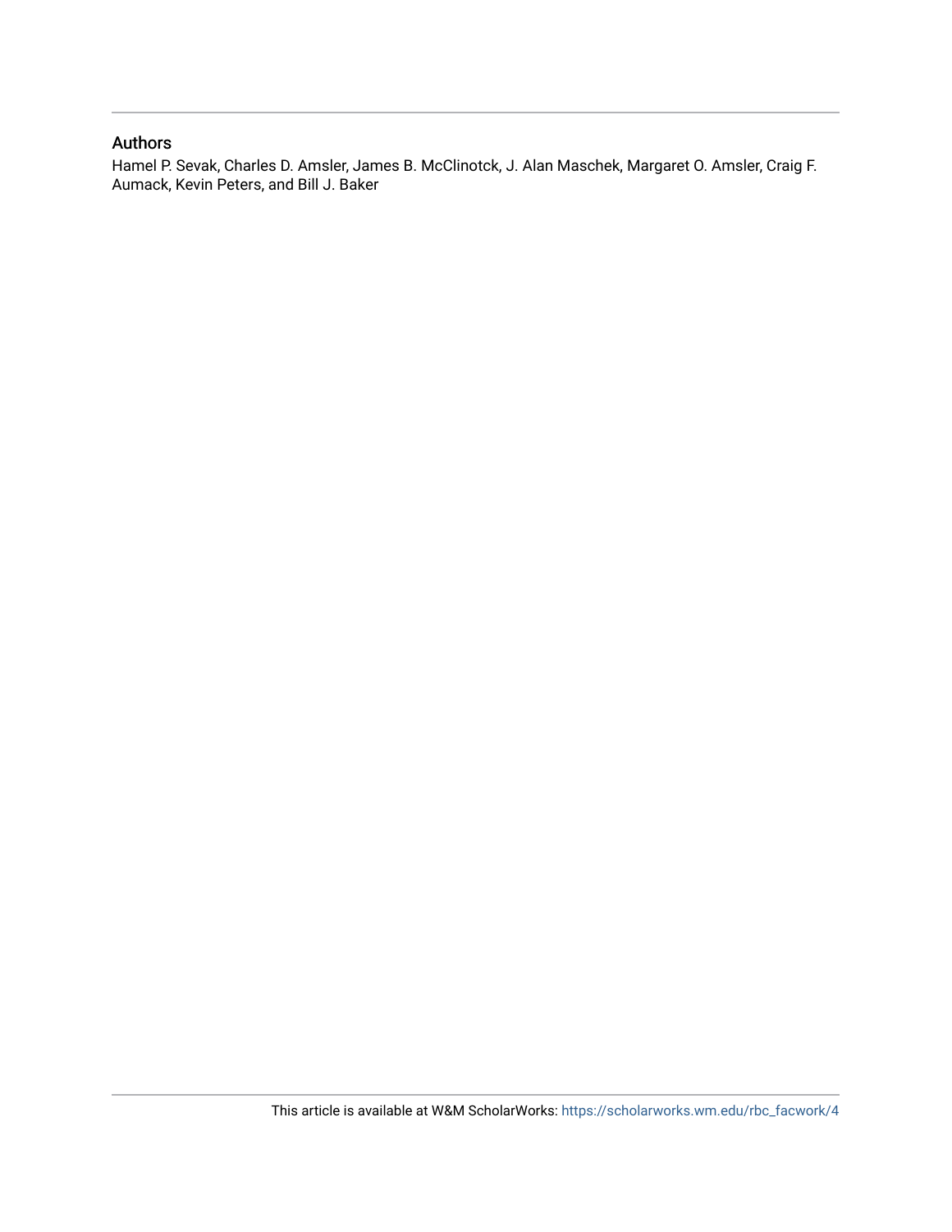## Authors

Hamel P. Sevak, Charles D. Amsler, James B. McClinotck, J. Alan Maschek, Margaret O. Amsler, Craig F. Aumack, Kevin Peters, and Bill J. Baker

This article is available at W&M ScholarWorks: https://scholarworks.wm.edu/rbc_facwork/4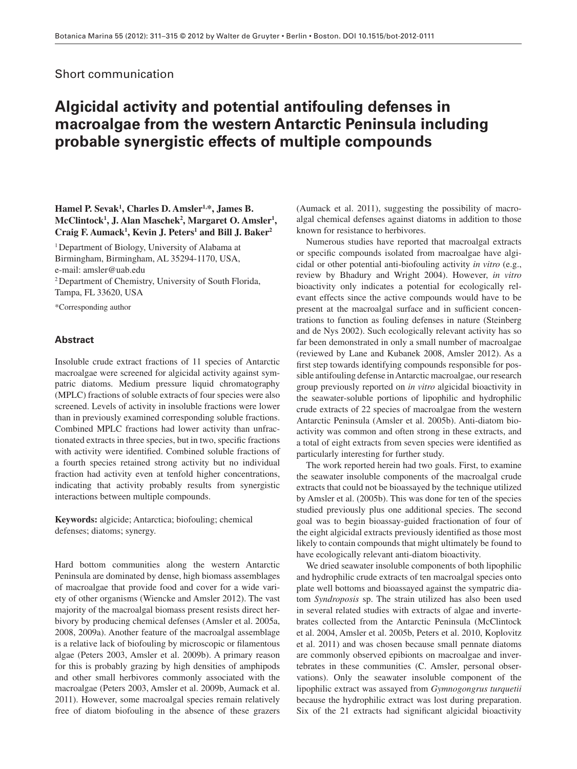Short communication

# Algicidal activity and potential antifouling defenses in macroalgae from the western Antarctic Peninsula including probable synergistic effects of multiple compounds

**Hamel P. Sevak[1], Charles D. Amsler[1,*], James B. McClintock[1], J. Alan Maschek[2], Margaret O. Amsler[1], Craig F. Aumack[1], Kevin J. Peters[1] and Bill J. Baker[2]**

[1] Department of Biology, University of Alabama at Birmingham, Birmingham, AL 35294-1170, USA, e-mail: amsler@uab.edu

[2] Department of Chemistry, University of South Florida, Tampa, FL 33620, USA

*Corresponding author

## Abstract

Insoluble crude extract fractions of 11 species of Antarctic macroalgae were screened for algicidal activity against sympatric diatoms. Medium pressure liquid chromatography (MPLC) fractions of soluble extracts of four species were also screened. Levels of activity in insoluble fractions were lower than in previously examined corresponding soluble fractions. Combined MPLC fractions had lower activity than unfractionated extracts in three species, but in two, specific fractions with activity were identified. Combined soluble fractions of a fourth species retained strong activity but no individual fraction had activity even at tenfold higher concentrations, indicating that activity probably results from synergistic interactions between multiple compounds.

**Keywords:** algicide; Antarctica; biofouling; chemical defenses; diatoms; synergy.

Hard bottom communities along the western Antarctic Peninsula are dominated by dense, high biomass assemblages of macroalgae that provide food and cover for a wide variety of other organisms (Wiencke and Amsler 2012). The vast majority of the macroalgal biomass present resists direct herbivory by producing chemical defenses (Amsler et al. 2005a, 2008, 2009a). Another feature of the macroalgal assemblage is a relative lack of biofouling by microscopic or filamentous algae (Peters 2003, Amsler et al. 2009b). A primary reason for this is probably grazing by high densities of amphipods and other small herbivores commonly associated with the macroalgae (Peters 2003, Amsler et al. 2009b, Aumack et al. 2011). However, some macroalgal species remain relatively free of diatom biofouling in the absence of these grazers (Aumack et al. 2011), suggesting the possibility of macroalgal chemical defenses against diatoms in addition to those known for resistance to herbivores.

Numerous studies have reported that macroalgal extracts or specific compounds isolated from macroalgae have algicidal or other potential anti-biofouling activity *in vitro* (e.g., review by Bhadury and Wright 2004). However, *in vitro* bioactivity only indicates a potential for ecologically relevant effects since the active compounds would have to be present at the macroalgal surface and in sufficient concentrations to function as fouling defenses in nature (Steinberg and de Nys 2002). Such ecologically relevant activity has so far been demonstrated in only a small number of macroalgae (reviewed by Lane and Kubanek 2008, Amsler 2012). As a first step towards identifying compounds responsible for possible antifouling defense in Antarctic macroalgae, our research group previously reported on *in vitro* algicidal bioactivity in the seawater-soluble portions of lipophilic and hydrophilic crude extracts of 22 species of macroalgae from the western Antarctic Peninsula (Amsler et al. 2005b). Anti-diatom bioactivity was common and often strong in these extracts, and a total of eight extracts from seven species were identified as particularly interesting for further study.

The work reported herein had two goals. First, to examine the seawater insoluble components of the macroalgal crude extracts that could not be bioassayed by the technique utilized by Amsler et al. (2005b). This was done for ten of the species studied previously plus one additional species. The second goal was to begin bioassay-guided fractionation of four of the eight algicidal extracts previously identified as those most likely to contain compounds that might ultimately be found to have ecologically relevant anti-diatom bioactivity.

We dried seawater insoluble components of both lipophilic and hydrophilic crude extracts of ten macroalgal species onto plate well bottoms and bioassayed against the sympatric diatom *Syndroposis* sp. The strain utilized has also been used in several related studies with extracts of algae and invertebrates collected from the Antarctic Peninsula (McClintock et al. 2004, Amsler et al. 2005b, Peters et al. 2010, Koplovitz et al. 2011) and was chosen because small pennate diatoms are commonly observed epibionts on macroalgae and invertebrates in these communities (C. Amsler, personal observations). Only the seawater insoluble component of the lipophilic extract was assayed from *Gymnogongrus turquetii* because the hydrophilic extract was lost during preparation. Six of the 21 extracts had significant algicidal bioactivity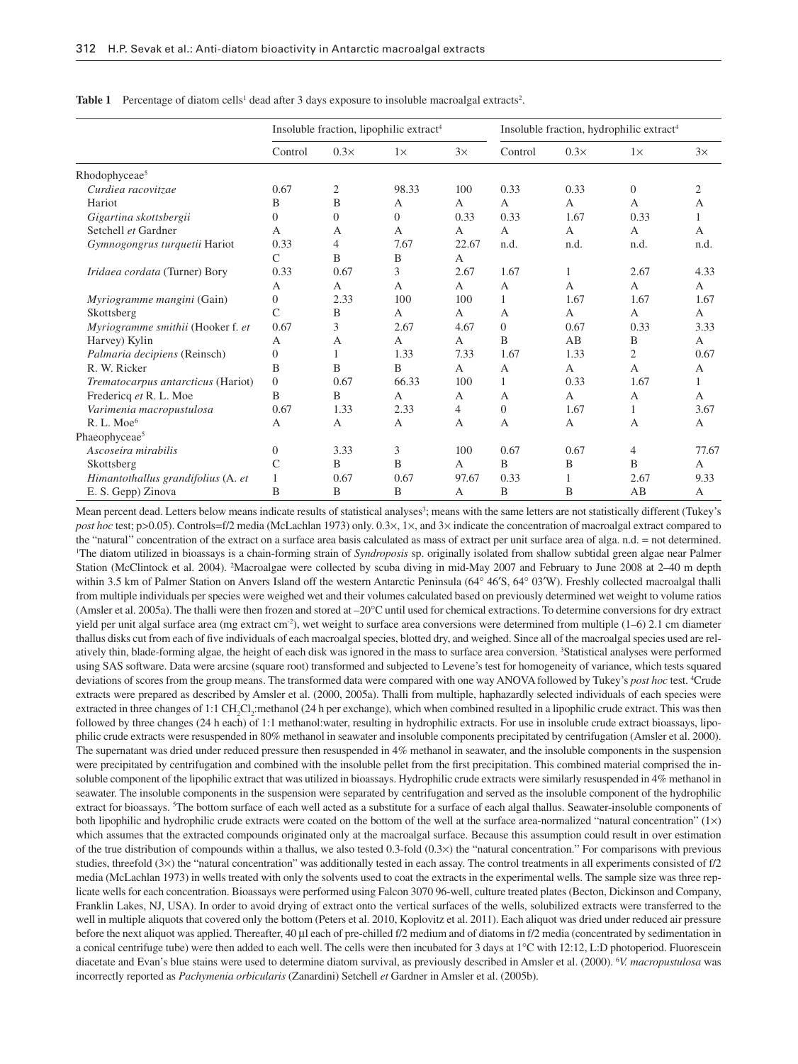**Table 1** Percentage of diatom cells[1] dead after 3 days exposure to insoluble macroalgal extracts[2].

| | Insoluble fraction, lipophilic extract[4] | | | | Insoluble fraction, hydrophilic extract[4] | | | |
|---|---|---|---|---|---|---|---|---|
| | Control | 0.3× | 1× | 3× | Control | 0.3× | 1× | 3× |
| Rhodophyceae[5] | | | | | | | | |
| *Curdiea racovitzae* Hariot | 0.67 B | 2 B | 98.33 A | 100 A | 0.33 A | 0.33 A | 0 A | 2 A |
| *Gigartina skottsbergii* Setchell *et* Gardner | 0 A | 0 A | 0 A | 0.33 A | 0.33 A | 1.67 A | 0.33 A | 1 A |
| *Gymnogongrus turquetii* Hariot | 0.33 C | 4 B | 7.67 B | 22.67 A | n.d. | n.d. | n.d. | n.d. |
| *Iridaea cordata* (Turner) Bory | 0.33 A | 0.67 A | 3 A | 2.67 A | 1.67 A | 1 A | 2.67 A | 4.33 A |
| *Myriogramme mangini* (Gain) Skottsberg | 0 C | 2.33 B | 100 A | 100 A | 1 A | 1.67 A | 1.67 A | 1.67 A |
| *Myriogramme smithii* (Hooker f. *et* Harvey) Kylin | 0.67 A | 3 A | 2.67 A | 4.67 A | 0 B | 0.67 AB | 0.33 B | 3.33 A |
| *Palmaria decipiens* (Reinsch) R. W. Ricker | 0 B | 1 B | 1.33 B | 7.33 A | 1.67 A | 1.33 A | 2 A | 0.67 A |
| *Trematocarpus antarcticus* (Hariot) Fredericq *et* R. L. Moe | 0 B | 0.67 B | 66.33 A | 100 A | 1 A | 0.33 A | 1.67 A | 1 A |
| *Varimenia macropustulosa* R. L. Moe[6] | 0.67 A | 1.33 A | 2.33 A | 4 A | 0 A | 1.67 A | 1 A | 3.67 A |
| Phaeophyceae[5] | | | | | | | | |
| *Ascoseira mirabilis* Skottsberg | 0 C | 3.33 B | 3 B | 100 A | 0.67 B | 0.67 B | 4 B | 77.67 A |
| *Himantothallus grandifolius* (A. *et* E. S. Gepp) Zinova | 1 B | 0.67 B | 0.67 B | 97.67 A | 0.33 B | 1 B | 2.67 AB | 9.33 A |

Mean percent dead. Letters below means indicate results of statistical analyses[3]; means with the same letters are not statistically different (Tukey's *post hoc* test; p>0.05). Controls=f/2 media (McLachlan 1973) only. 0.3×, 1×, and 3× indicate the concentration of macroalgal extract compared to the "natural" concentration of the extract on a surface area basis calculated as mass of extract per unit surface area of alga. n.d. = not determined. [1]The diatom utilized in bioassays is a chain-forming strain of *Syndroposis* sp. originally isolated from shallow subtidal green algae near Palmer Station (McClintock et al. 2004). [2]Macroalgae were collected by scuba diving in mid-May 2007 and February to June 2008 at 2–40 m depth within 3.5 km of Palmer Station on Anvers Island off the western Antarctic Peninsula (64° 46′S, 64° 03′W). Freshly collected macroalgal thalli from multiple individuals per species were weighed wet and their volumes calculated based on previously determined wet weight to volume ratios (Amsler et al. 2005a). The thalli were then frozen and stored at –20°C until used for chemical extractions. To determine conversions for dry extract yield per unit algal surface area (mg extract $cm^{-2}$), wet weight to surface area conversions were determined from multiple (1–6) 2.1 cm diameter thallus disks cut from each of five individuals of each macroalgal species, blotted dry, and weighed. Since all of the macroalgal species used are relatively thin, blade-forming algae, the height of each disk was ignored in the mass to surface area conversion. [3]Statistical analyses were performed using SAS software. Data were arcsine (square root) transformed and subjected to Levene's test for homogeneity of variance, which tests squared deviations of scores from the group means. The transformed data were compared with one way ANOVA followed by Tukey's *post hoc* test. [4]Crude extracts were prepared as described by Amsler et al. (2000, 2005a). Thalli from multiple, haphazardly selected individuals of each species were extracted in three changes of 1:1 $CH_2Cl_2$:methanol (24 h per exchange), which when combined resulted in a lipophilic crude extract. This was then followed by three changes (24 h each) of 1:1 methanol:water, resulting in hydrophilic extracts. For use in insoluble crude extract bioassays, lipophilic crude extracts were resuspended in 80% methanol in seawater and insoluble components precipitated by centrifugation (Amsler et al. 2000). The supernatant was dried under reduced pressure then resuspended in 4% methanol in seawater, and the insoluble components in the suspension were precipitated by centrifugation and combined with the insoluble pellet from the first precipitation. This combined material comprised the insoluble component of the lipophilic extract that was utilized in bioassays. Hydrophilic crude extracts were similarly resuspended in 4% methanol in seawater. The insoluble components in the suspension were separated by centrifugation and served as the insoluble component of the hydrophilic extract for bioassays. [5]The bottom surface of each well acted as a substitute for a surface of each algal thallus. Seawater-insoluble components of both lipophilic and hydrophilic crude extracts were coated on the bottom of the well at the surface area-normalized "natural concentration" (1×) which assumes that the extracted compounds originated only at the macroalgal surface. Because this assumption could result in over estimation of the true distribution of compounds within a thallus, we also tested 0.3-fold (0.3×) the "natural concentration." For comparisons with previous studies, threefold (3×) the "natural concentration" was additionally tested in each assay. The control treatments in all experiments consisted of f/2 media (McLachlan 1973) in wells treated with only the solvents used to coat the extracts in the experimental wells. The sample size was three replicate wells for each concentration. Bioassays were performed using Falcon 3070 96-well, culture treated plates (Becton, Dickinson and Company, Franklin Lakes, NJ, USA). In order to avoid drying of extract onto the vertical surfaces of the wells, solubilized extracts were transferred to the well in multiple aliquots that covered only the bottom (Peters et al. 2010, Koplovitz et al. 2011). Each aliquot was dried under reduced air pressure before the next aliquot was applied. Thereafter, 40 µl each of pre-chilled f/2 medium and of diatoms in f/2 media (concentrated by sedimentation in a conical centrifuge tube) were then added to each well. The cells were then incubated for 3 days at 1°C with 12:12, L:D photoperiod. Fluorescein diacetate and Evan's blue stains were used to determine diatom survival, as previously described in Amsler et al. (2000). [6]*V. macropustulosa* was incorrectly reported as *Pachymenia orbicularis* (Zanardini) Setchell *et* Gardner in Amsler et al. (2005b).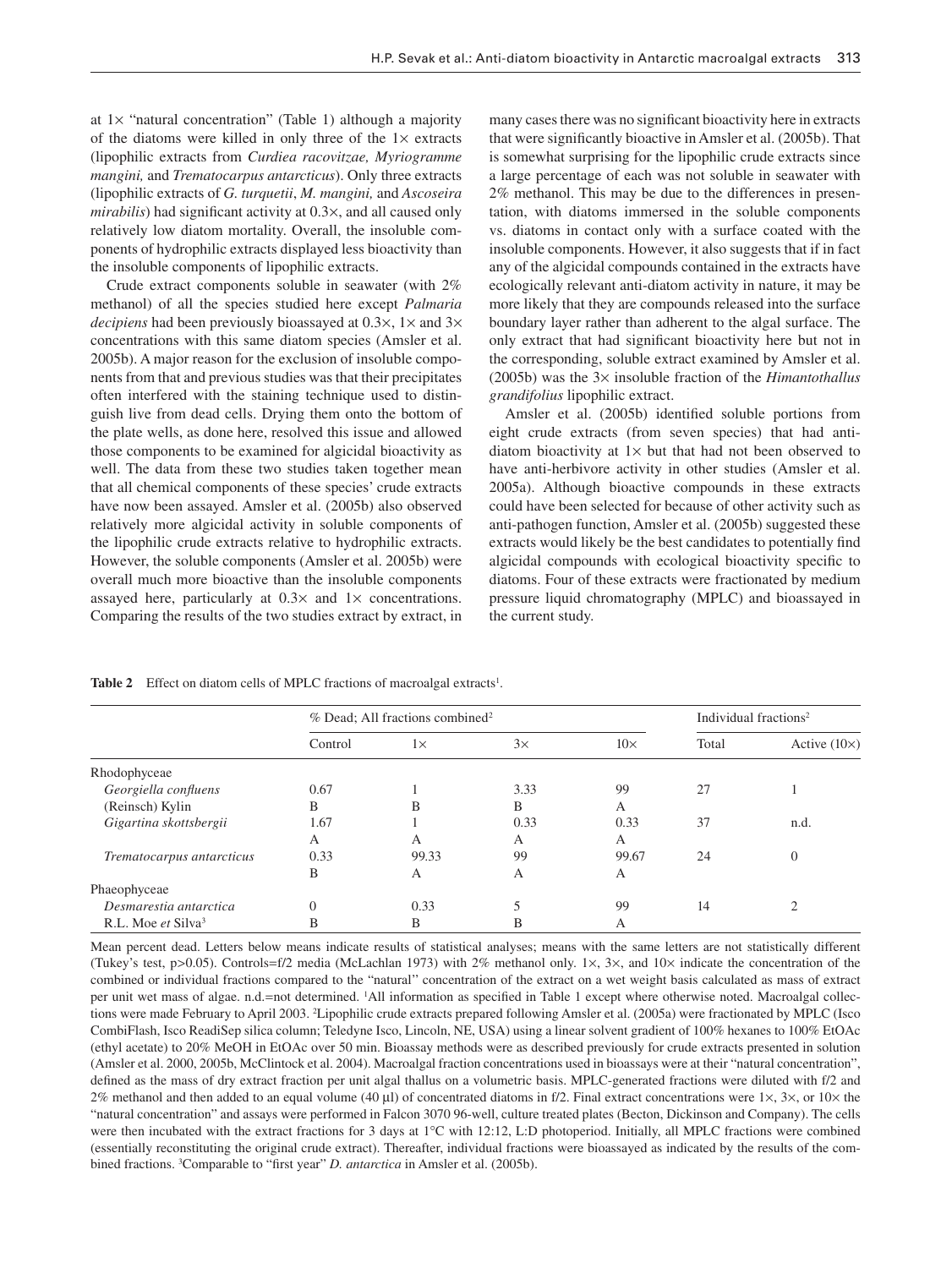at 1× "natural concentration" (Table 1) although a majority of the diatoms were killed in only three of the 1× extracts (lipophilic extracts from *Curdiea racovitzae, Myriogramme mangini,* and *Trematocarpus antarcticus*). Only three extracts (lipophilic extracts of *G. turquetii*, *M. mangini,* and *Ascoseira mirabilis*) had significant activity at 0.3×, and all caused only relatively low diatom mortality. Overall, the insoluble components of hydrophilic extracts displayed less bioactivity than the insoluble components of lipophilic extracts.

Crude extract components soluble in seawater (with 2% methanol) of all the species studied here except *Palmaria decipiens* had been previously bioassayed at 0.3×, 1× and 3× concentrations with this same diatom species (Amsler et al. 2005b). A major reason for the exclusion of insoluble components from that and previous studies was that their precipitates often interfered with the staining technique used to distinguish live from dead cells. Drying them onto the bottom of the plate wells, as done here, resolved this issue and allowed those components to be examined for algicidal bioactivity as well. The data from these two studies taken together mean that all chemical components of these species' crude extracts have now been assayed. Amsler et al. (2005b) also observed relatively more algicidal activity in soluble components of the lipophilic crude extracts relative to hydrophilic extracts. However, the soluble components (Amsler et al. 2005b) were overall much more bioactive than the insoluble components assayed here, particularly at 0.3× and 1× concentrations. Comparing the results of the two studies extract by extract, in many cases there was no significant bioactivity here in extracts that were significantly bioactive in Amsler et al. (2005b). That is somewhat surprising for the lipophilic crude extracts since a large percentage of each was not soluble in seawater with 2% methanol. This may be due to the differences in presentation, with diatoms immersed in the soluble components vs. diatoms in contact only with a surface coated with the insoluble components. However, it also suggests that if in fact any of the algicidal compounds contained in the extracts have ecologically relevant anti-diatom activity in nature, it may be more likely that they are compounds released into the surface boundary layer rather than adherent to the algal surface. The only extract that had significant bioactivity here but not in the corresponding, soluble extract examined by Amsler et al. (2005b) was the 3× insoluble fraction of the *Himantothallus grandifolius* lipophilic extract.

Amsler et al. (2005b) identified soluble portions from eight crude extracts (from seven species) that had anti-diatom bioactivity at 1× but that had not been observed to have anti-herbivore activity in other studies (Amsler et al. 2005a). Although bioactive compounds in these extracts could have been selected for because of other activity such as anti-pathogen function, Amsler et al. (2005b) suggested these extracts would likely be the best candidates to potentially find algicidal compounds with ecological bioactivity specific to diatoms. Four of these extracts were fractionated by medium pressure liquid chromatography (MPLC) and bioassayed in the current study.

**Table 2** Effect on diatom cells of MPLC fractions of macroalgal extracts[1].

| | % Dead; All fractions combined[2] | | | | Individual fractions[2] | |
|---|---|---|---|---|---|---|
| | Control | 1× | 3× | 10× | Total | Active (10×) |
| Rhodophyceae | | | | | | |
| *Georgiella confluens* | 0.67 | 1 | 3.33 | 99 | 27 | 1 |
| (Reinsch) Kylin | B | B | B | A | | |
| *Gigartina skottsbergii* | 1.67 | 1 | 0.33 | 0.33 | 37 | n.d. |
| | A | A | A | A | | |
| *Trematocarpus antarcticus* | 0.33 | 99.33 | 99 | 99.67 | 24 | 0 |
| | B | A | A | A | | |
| Phaeophyceae | | | | | | |
| *Desmarestia antarctica* | 0 | 0.33 | 5 | 99 | 14 | 2 |
| R.L. Moe *et* Silva[3] | B | B | B | A | | |

Mean percent dead. Letters below means indicate results of statistical analyses; means with the same letters are not statistically different (Tukey's test, p>0.05). Controls=f/2 media (McLachlan 1973) with 2% methanol only. 1×, 3×, and 10× indicate the concentration of the combined or individual fractions compared to the "natural" concentration of the extract on a wet weight basis calculated as mass of extract per unit wet mass of algae. n.d.=not determined. [1]All information as specified in Table 1 except where otherwise noted. Macroalgal collections were made February to April 2003. [2]Lipophilic crude extracts prepared following Amsler et al. (2005a) were fractionated by MPLC (Isco CombiFlash, Isco ReadiSep silica column; Teledyne Isco, Lincoln, NE, USA) using a linear solvent gradient of 100% hexanes to 100% EtOAc (ethyl acetate) to 20% MeOH in EtOAc over 50 min. Bioassay methods were as described previously for crude extracts presented in solution (Amsler et al. 2000, 2005b, McClintock et al. 2004). Macroalgal fraction concentrations used in bioassays were at their "natural concentration", defined as the mass of dry extract fraction per unit algal thallus on a volumetric basis. MPLC-generated fractions were diluted with f/2 and 2% methanol and then added to an equal volume (40 μl) of concentrated diatoms in f/2. Final extract concentrations were 1×, 3×, or 10× the "natural concentration" and assays were performed in Falcon 3070 96-well, culture treated plates (Becton, Dickinson and Company). The cells were then incubated with the extract fractions for 3 days at 1°C with 12:12, L:D photoperiod. Initially, all MPLC fractions were combined (essentially reconstituting the original crude extract). Thereafter, individual fractions were bioassayed as indicated by the results of the combined fractions. [3]Comparable to "first year" *D. antarctica* in Amsler et al. (2005b).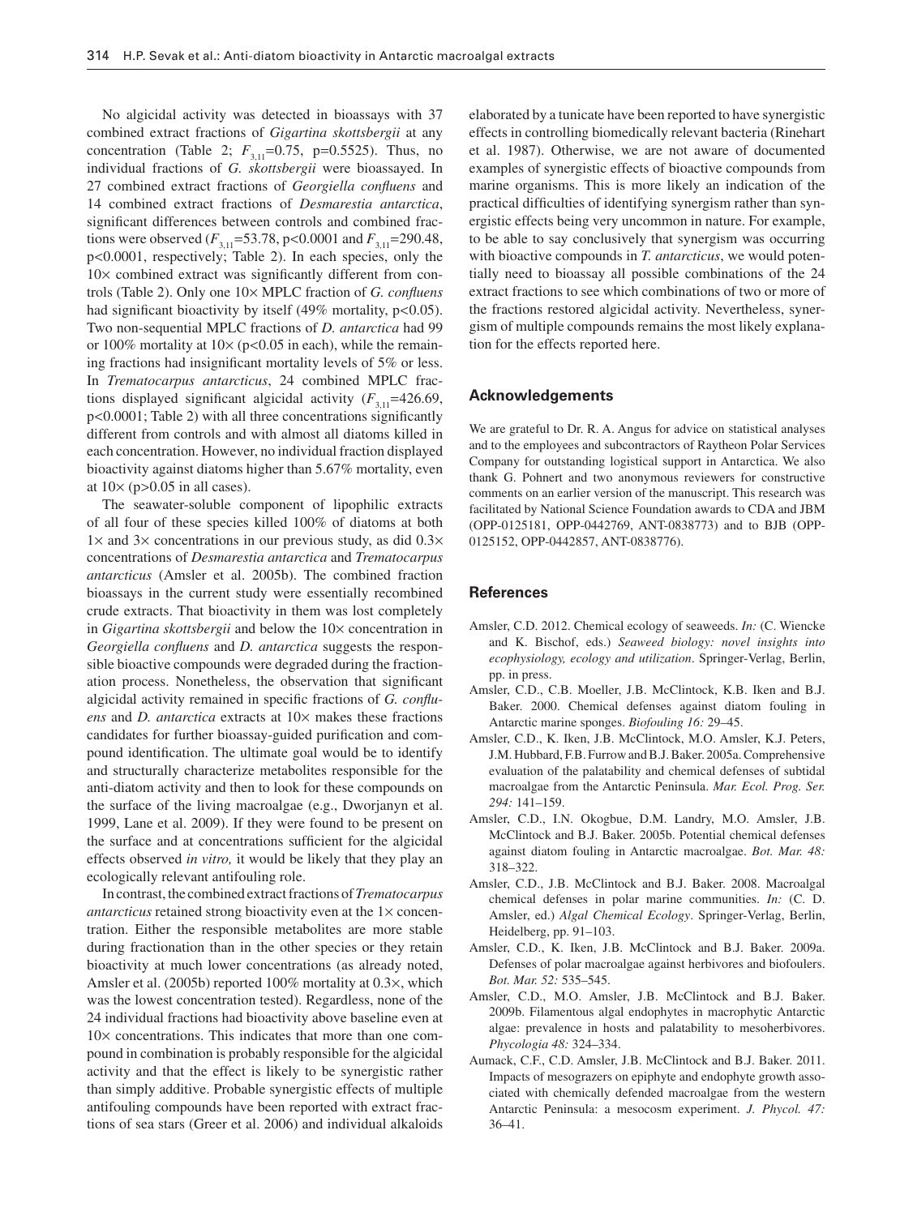No algicidal activity was detected in bioassays with 37 combined extract fractions of *Gigartina skottsbergii* at any concentration (Table 2; $F_{3,11}$=0.75, p=0.5525). Thus, no individual fractions of *G. skottsbergii* were bioassayed. In 27 combined extract fractions of *Georgiella confluens* and 14 combined extract fractions of *Desmarestia antarctica*, significant differences between controls and combined fractions were observed ($F_{3,11}$=53.78, p<0.0001 and $F_{3,11}$=290.48, p<0.0001, respectively; Table 2). In each species, only the 10× combined extract was significantly different from controls (Table 2). Only one 10× MPLC fraction of *G. confluens* had significant bioactivity by itself (49% mortality, p<0.05). Two non-sequential MPLC fractions of *D. antarctica* had 99 or 100% mortality at 10× (p<0.05 in each), while the remaining fractions had insignificant mortality levels of 5% or less. In *Trematocarpus antarcticus*, 24 combined MPLC fractions displayed significant algicidal activity ($F_{3,11}$=426.69, p<0.0001; Table 2) with all three concentrations significantly different from controls and with almost all diatoms killed in each concentration. However, no individual fraction displayed bioactivity against diatoms higher than 5.67% mortality, even at 10× (p>0.05 in all cases).

The seawater-soluble component of lipophilic extracts of all four of these species killed 100% of diatoms at both 1× and 3× concentrations in our previous study, as did 0.3× concentrations of *Desmarestia antarctica* and *Trematocarpus antarcticus* (Amsler et al. 2005b). The combined fraction bioassays in the current study were essentially recombined crude extracts. That bioactivity in them was lost completely in *Gigartina skottsbergii* and below the 10× concentration in *Georgiella confluens* and *D. antarctica* suggests the responsible bioactive compounds were degraded during the fractionation process. Nonetheless, the observation that significant algicidal activity remained in specific fractions of *G. confluens* and *D. antarctica* extracts at 10× makes these fractions candidates for further bioassay-guided purification and compound identification. The ultimate goal would be to identify and structurally characterize metabolites responsible for the anti-diatom activity and then to look for these compounds on the surface of the living macroalgae (e.g., Dworjanyn et al. 1999, Lane et al. 2009). If they were found to be present on the surface and at concentrations sufficient for the algicidal effects observed *in vitro,* it would be likely that they play an ecologically relevant antifouling role.

In contrast, the combined extract fractions of *Trematocarpus antarcticus* retained strong bioactivity even at the 1× concentration. Either the responsible metabolites are more stable during fractionation than in the other species or they retain bioactivity at much lower concentrations (as already noted, Amsler et al. (2005b) reported 100% mortality at 0.3×, which was the lowest concentration tested). Regardless, none of the 24 individual fractions had bioactivity above baseline even at 10× concentrations. This indicates that more than one compound in combination is probably responsible for the algicidal activity and that the effect is likely to be synergistic rather than simply additive. Probable synergistic effects of multiple antifouling compounds have been reported with extract fractions of sea stars (Greer et al. 2006) and individual alkaloids elaborated by a tunicate have been reported to have synergistic effects in controlling biomedically relevant bacteria (Rinehart et al. 1987). Otherwise, we are not aware of documented examples of synergistic effects of bioactive compounds from marine organisms. This is more likely an indication of the practical difficulties of identifying synergism rather than synergistic effects being very uncommon in nature. For example, to be able to say conclusively that synergism was occurring with bioactive compounds in *T. antarcticus*, we would potentially need to bioassay all possible combinations of the 24 extract fractions to see which combinations of two or more of the fractions restored algicidal activity. Nevertheless, synergism of multiple compounds remains the most likely explanation for the effects reported here.

## Acknowledgements

We are grateful to Dr. R. A. Angus for advice on statistical analyses and to the employees and subcontractors of Raytheon Polar Services Company for outstanding logistical support in Antarctica. We also thank G. Pohnert and two anonymous reviewers for constructive comments on an earlier version of the manuscript. This research was facilitated by National Science Foundation awards to CDA and JBM (OPP-0125181, OPP-0442769, ANT-0838773) and to BJB (OPP-0125152, OPP-0442857, ANT-0838776).

## References

- Amsler, C.D. 2012. Chemical ecology of seaweeds. *In:* (C. Wiencke and K. Bischof, eds.) *Seaweed biology: novel insights into ecophysiology, ecology and utilization*. Springer-Verlag, Berlin, pp. in press.
- Amsler, C.D., C.B. Moeller, J.B. McClintock, K.B. Iken and B.J. Baker. 2000. Chemical defenses against diatom fouling in Antarctic marine sponges. *Biofouling 16:* 29–45.
- Amsler, C.D., K. Iken, J.B. McClintock, M.O. Amsler, K.J. Peters, J.M. Hubbard, F.B. Furrow and B.J. Baker. 2005a. Comprehensive evaluation of the palatability and chemical defenses of subtidal macroalgae from the Antarctic Peninsula. *Mar. Ecol. Prog. Ser. 294:* 141–159.
- Amsler, C.D., I.N. Okogbue, D.M. Landry, M.O. Amsler, J.B. McClintock and B.J. Baker. 2005b. Potential chemical defenses against diatom fouling in Antarctic macroalgae. *Bot. Mar. 48:* 318–322.
- Amsler, C.D., J.B. McClintock and B.J. Baker. 2008. Macroalgal chemical defenses in polar marine communities. *In:* (C. D. Amsler, ed.) *Algal Chemical Ecology*. Springer-Verlag, Berlin, Heidelberg, pp. 91–103.
- Amsler, C.D., K. Iken, J.B. McClintock and B.J. Baker. 2009a. Defenses of polar macroalgae against herbivores and biofoulers. *Bot. Mar. 52:* 535–545.
- Amsler, C.D., M.O. Amsler, J.B. McClintock and B.J. Baker. 2009b. Filamentous algal endophytes in macrophytic Antarctic algae: prevalence in hosts and palatability to mesoherbivores. *Phycologia 48:* 324–334.
- Aumack, C.F., C.D. Amsler, J.B. McClintock and B.J. Baker. 2011. Impacts of mesograzers on epiphyte and endophyte growth associated with chemically defended macroalgae from the western Antarctic Peninsula: a mesocosm experiment. *J. Phycol. 47:* 36–41.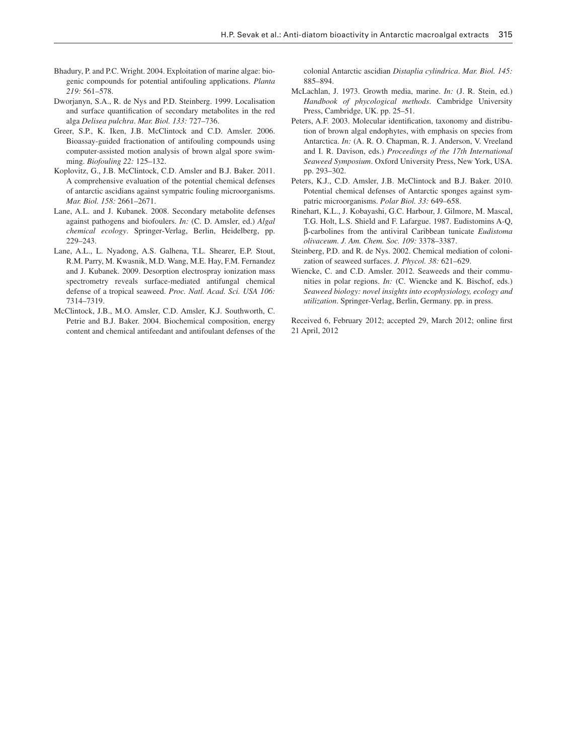Bhadury, P. and P.C. Wright. 2004. Exploitation of marine algae: biogenic compounds for potential antifouling applications. *Planta 219:* 561–578.

Dworjanyn, S.A., R. de Nys and P.D. Steinberg. 1999. Localisation and surface quantification of secondary metabolites in the red alga *Delisea pulchra*. *Mar. Biol. 133:* 727–736.

Greer, S.P., K. Iken, J.B. McClintock and C.D. Amsler. 2006. Bioassay-guided fractionation of antifouling compounds using computer-assisted motion analysis of brown algal spore swimming. *Biofouling 22:* 125–132.

Koplovitz, G., J.B. McClintock, C.D. Amsler and B.J. Baker. 2011. A comprehensive evaluation of the potential chemical defenses of antarctic ascidians against sympatric fouling microorganisms. *Mar. Biol. 158:* 2661–2671.

Lane, A.L. and J. Kubanek. 2008. Secondary metabolite defenses against pathogens and biofoulers. *In:* (C. D. Amsler, ed.) *Algal chemical ecology*. Springer-Verlag, Berlin, Heidelberg, pp. 229–243.

Lane, A.L., L. Nyadong, A.S. Galhena, T.L. Shearer, E.P. Stout, R.M. Parry, M. Kwasnik, M.D. Wang, M.E. Hay, F.M. Fernandez and J. Kubanek. 2009. Desorption electrospray ionization mass spectrometry reveals surface-mediated antifungal chemical defense of a tropical seaweed. *Proc. Natl. Acad. Sci. USA 106:* 7314–7319.

McClintock, J.B., M.O. Amsler, C.D. Amsler, K.J. Southworth, C. Petrie and B.J. Baker. 2004. Biochemical composition, energy content and chemical antifeedant and antifoulant defenses of the colonial Antarctic ascidian *Distaplia cylindrica*. *Mar. Biol. 145:* 885–894.

McLachlan, J. 1973. Growth media, marine. *In:* (J. R. Stein, ed.) *Handbook of phycological methods*. Cambridge University Press, Cambridge, UK. pp. 25–51.

Peters, A.F. 2003. Molecular identification, taxonomy and distribution of brown algal endophytes, with emphasis on species from Antarctica. *In:* (A. R. O. Chapman, R. J. Anderson, V. Vreeland and I. R. Davison, eds.) *Proceedings of the 17th International Seaweed Symposium*. Oxford University Press, New York, USA. pp. 293–302.

Peters, K.J., C.D. Amsler, J.B. McClintock and B.J. Baker. 2010. Potential chemical defenses of Antarctic sponges against sympatric microorganisms. *Polar Biol. 33:* 649–658.

Rinehart, K.L., J. Kobayashi, G.C. Harbour, J. Gilmore, M. Mascal, T.G. Holt, L.S. Shield and F. Lafargue. 1987. Eudistomins A-Q, β-carbolines from the antiviral Caribbean tunicate *Eudistoma olivaceum*. *J. Am. Chem. Soc. 109:* 3378–3387.

Steinberg, P.D. and R. de Nys. 2002. Chemical mediation of colonization of seaweed surfaces. *J. Phycol. 38:* 621–629.

Wiencke, C. and C.D. Amsler. 2012. Seaweeds and their communities in polar regions. *In:* (C. Wiencke and K. Bischof, eds.) *Seaweed biology: novel insights into ecophysiology, ecology and utilization*. Springer-Verlag, Berlin, Germany. pp. in press.

Received 6, February 2012; accepted 29, March 2012; online first 21 April, 2012